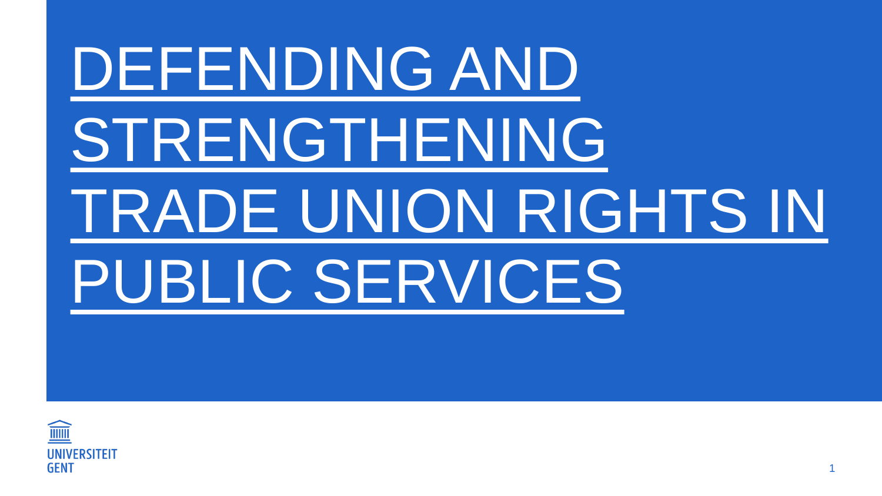# DEFENDING AND STRENGTHENING TRADE UNION RIGHTS IN PUBLIC SERVICES

UNIVERSITEIT GENT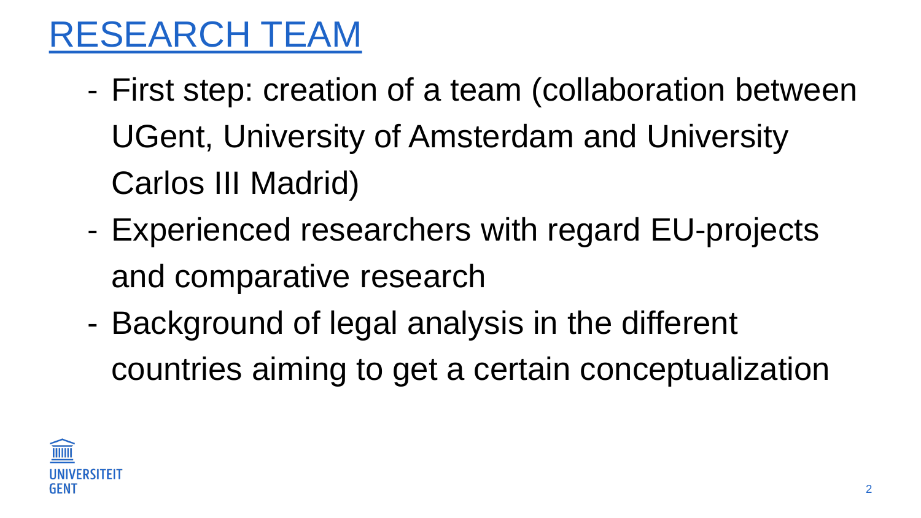# RESEARCH TEAM

- First step: creation of a team (collaboration between UGent, University of Amsterdam and University Carlos III Madrid)
- Experienced researchers with regard EU-projects and comparative research
- Background of legal analysis in the different countries aiming to get a certain conceptualization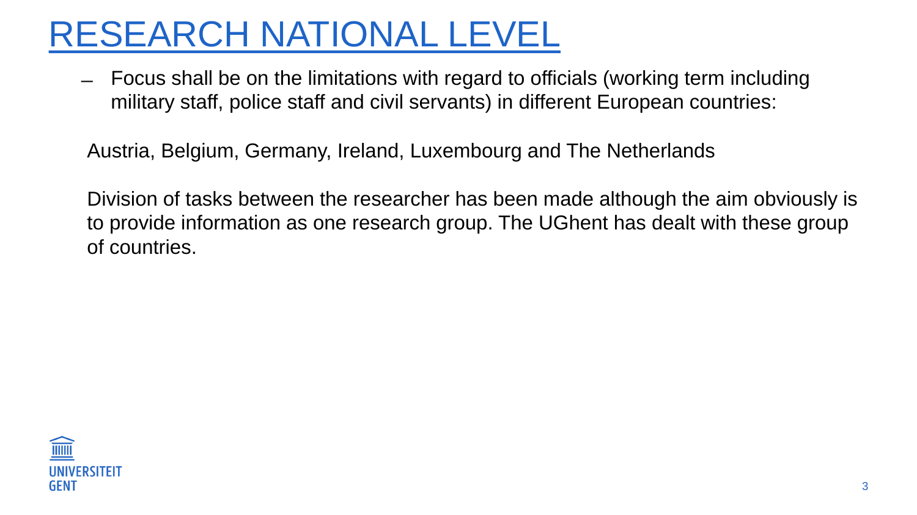# RESEARCH NATIONAL LEVEL

- Focus shall be on the limitations with regard to officials (working term including military staff, police staff and civil servants) in different European countries:

Austria, Belgium, Germany, Ireland, Luxembourg and The Netherlands

Division of tasks between the researcher has been made although the aim obviously is to provide information as one research group. The UGhent has dealt with these group of countries.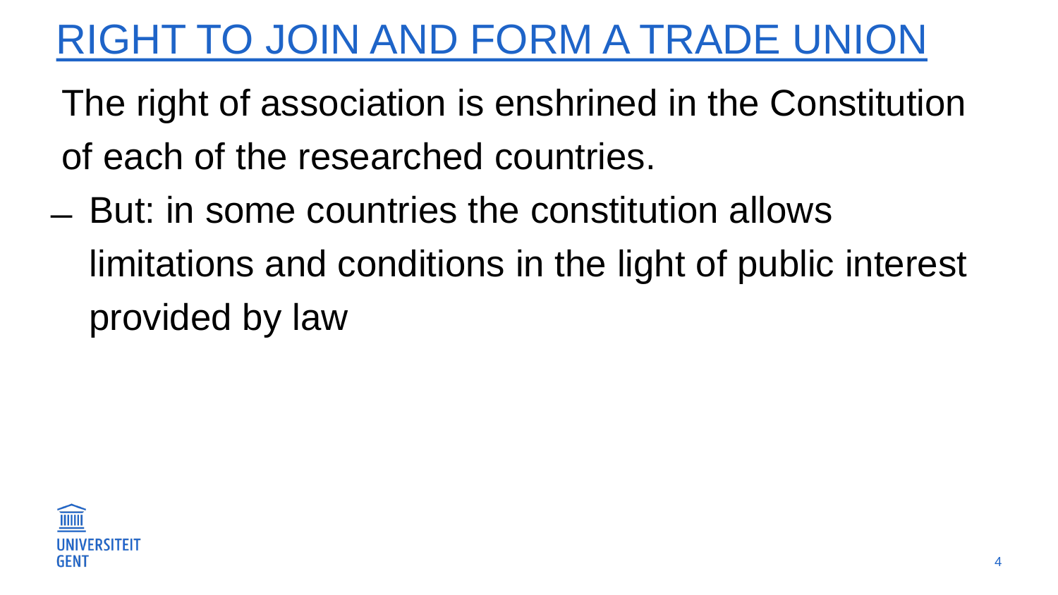# RIGHT TO JOIN AND FORM A TRADE UNION

The right of association is enshrined in the Constitution of each of the researched countries.

- But: in some countries the constitution allows limitations and conditions in the light of public interest provided by law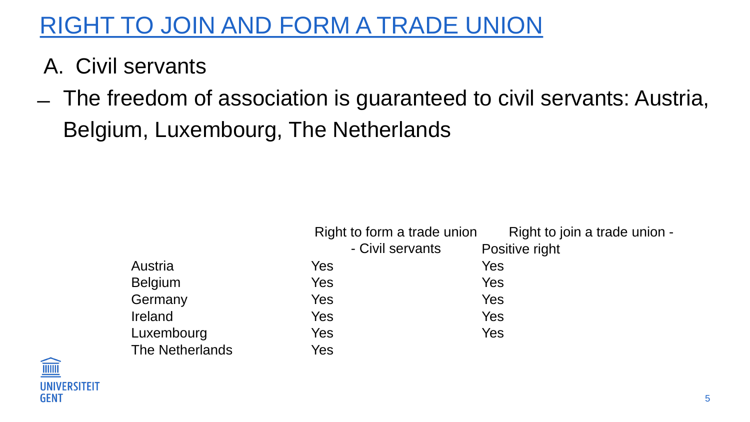# RIGHT TO JOIN AND FORM A TRADE UNION

A. Civil servants

- The freedom of association is guaranteed to civil servants: Austria, Belgium, Luxembourg, The Netherlands

| | Right to form a trade union - Civil servants | Right to join a trade union - Positive right |
|---|---|---|
| Austria | Yes | Yes |
| Belgium | Yes | Yes |
| Germany | Yes | Yes |
| Ireland | Yes | Yes |
| Luxembourg | Yes | Yes |
| The Netherlands | Yes | |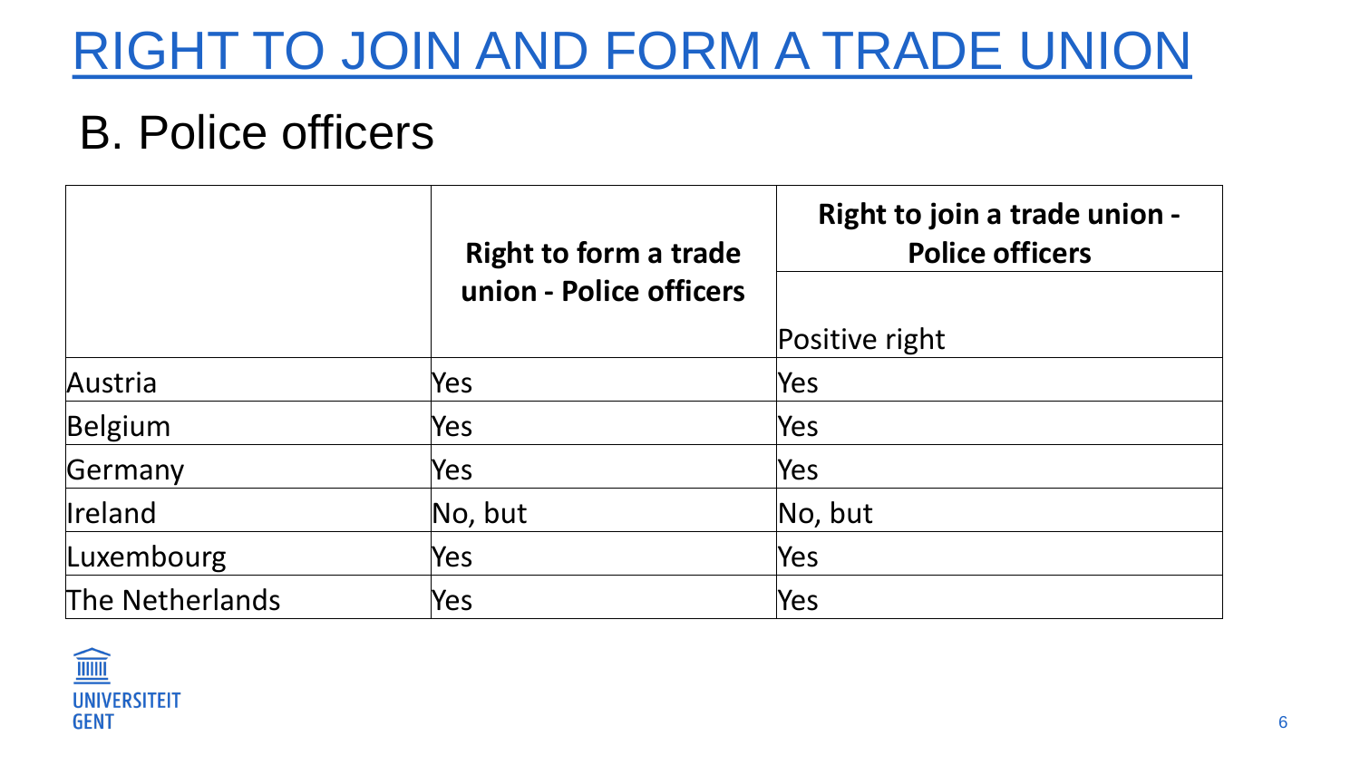# RIGHT TO JOIN AND FORM A TRADE UNION

## B. Police officers

| | Right to form a trade union - Police officers | Right to join a trade union - Police officers |
|---|---|---|
| | | Positive right |
| Austria | Yes | Yes |
| Belgium | Yes | Yes |
| Germany | Yes | Yes |
| Ireland | No, but | No, but |
| Luxembourg | Yes | Yes |
| The Netherlands | Yes | Yes |

UNIVERSITEIT GENT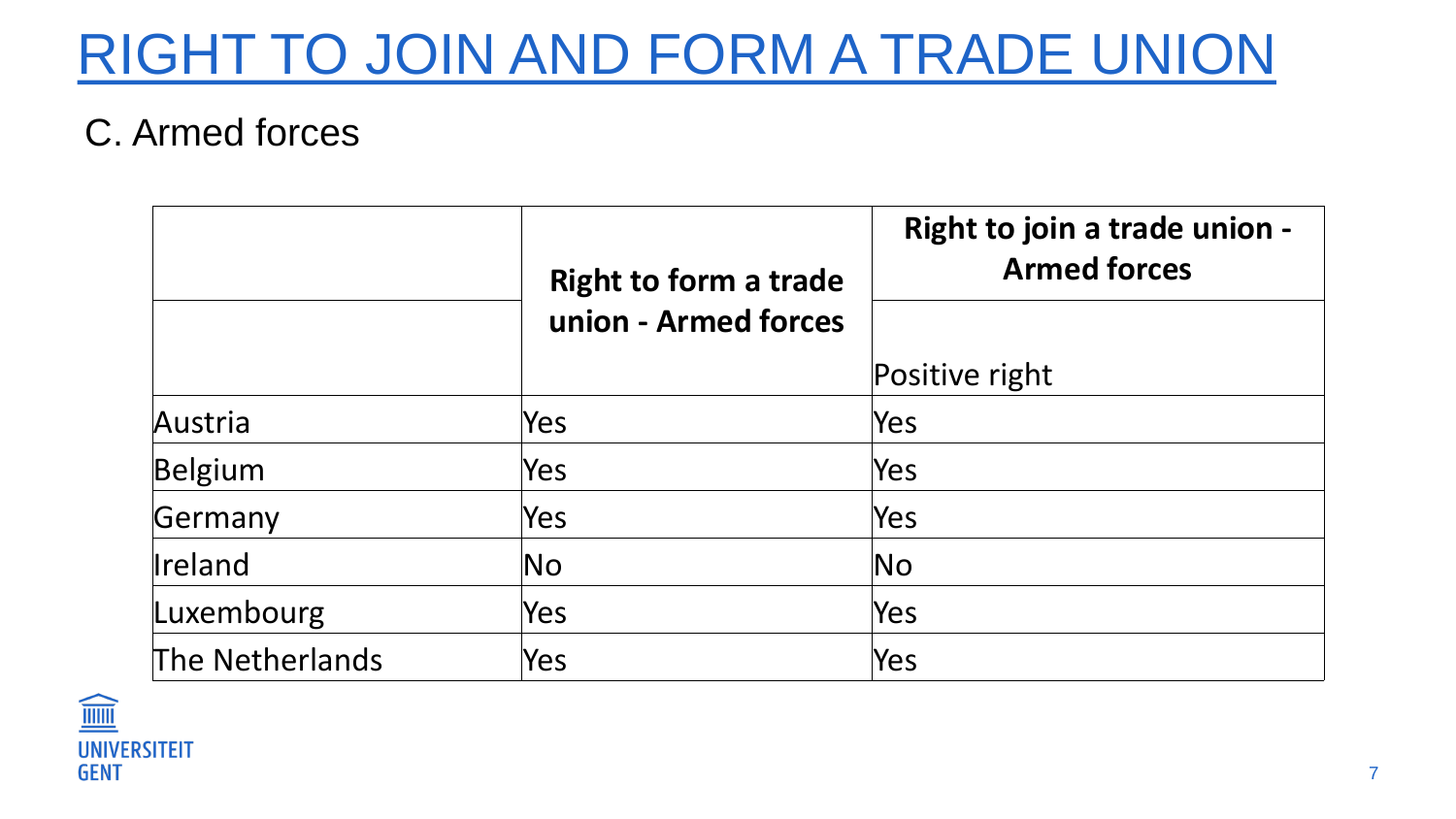# RIGHT TO JOIN AND FORM A TRADE UNION

## C. Armed forces

| | Right to form a trade union - Armed forces | Right to join a trade union - Armed forces |
|---|---|---|
| | | Positive right |
| Austria | Yes | Yes |
| Belgium | Yes | Yes |
| Germany | Yes | Yes |
| Ireland | No | No |
| Luxembourg | Yes | Yes |
| The Netherlands | Yes | Yes |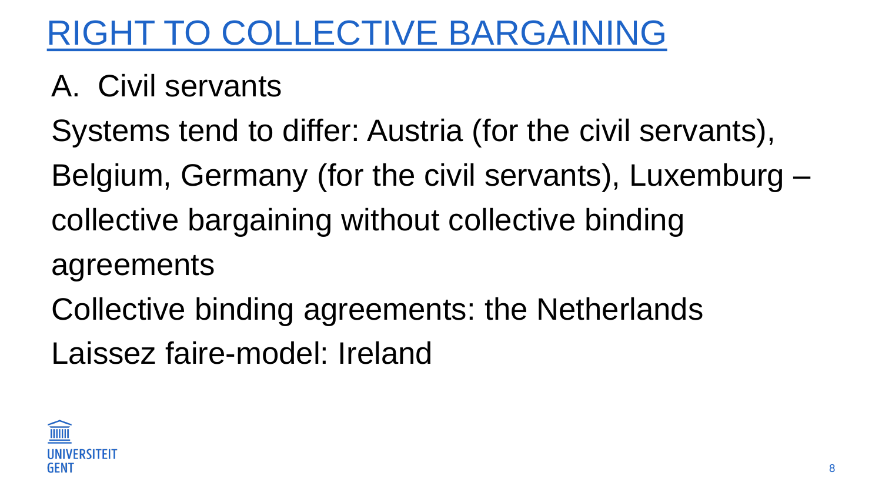# RIGHT TO COLLECTIVE BARGAINING

A. Civil servants

Systems tend to differ: Austria (for the civil servants), Belgium, Germany (for the civil servants), Luxemburg – collective bargaining without collective binding agreements

Collective binding agreements: the Netherlands

Laissez faire-model: Ireland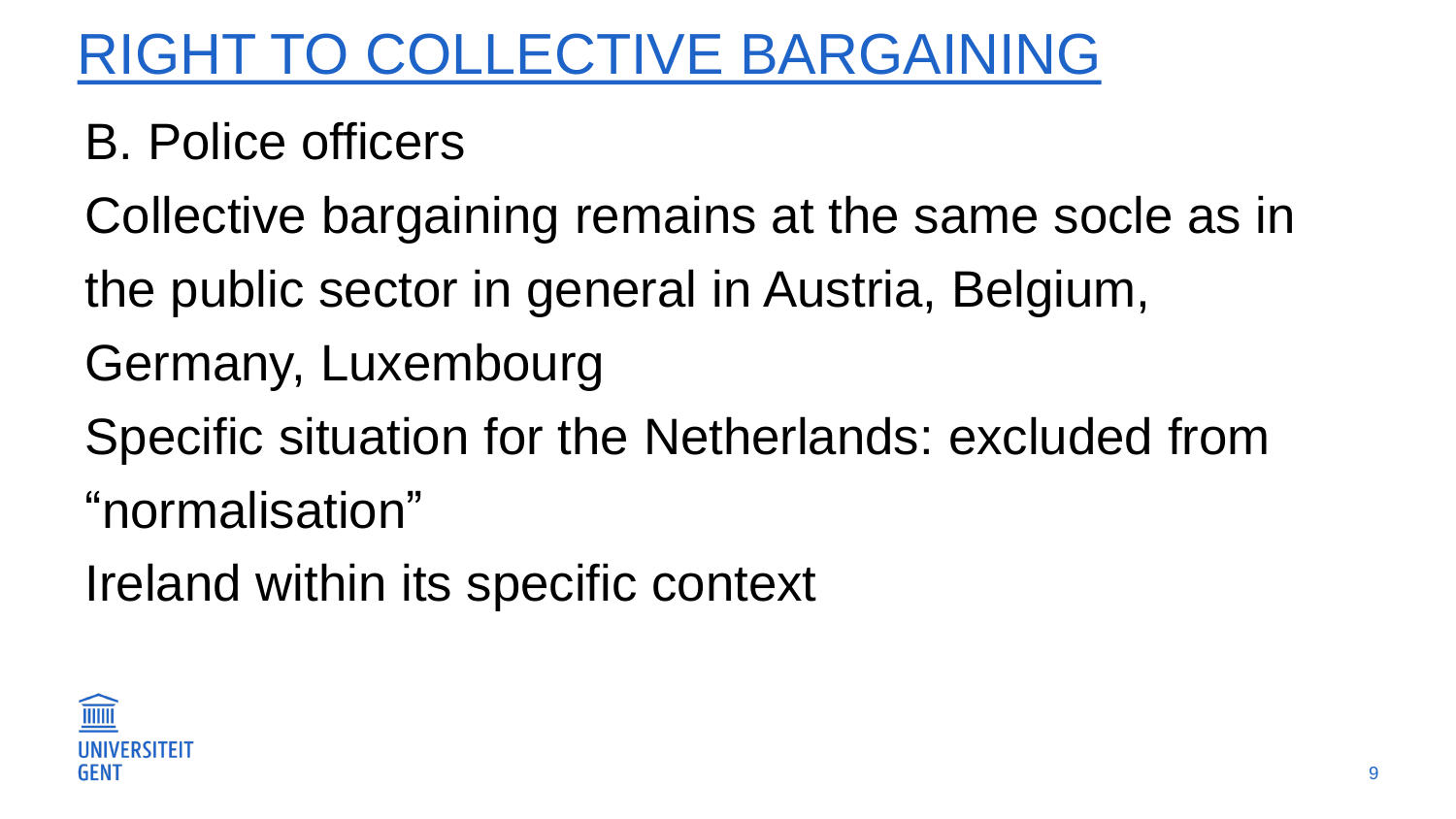# RIGHT TO COLLECTIVE BARGAINING

B. Police officers

Collective bargaining remains at the same socle as in the public sector in general in Austria, Belgium, Germany, Luxembourg

Specific situation for the Netherlands: excluded from "normalisation"

Ireland within its specific context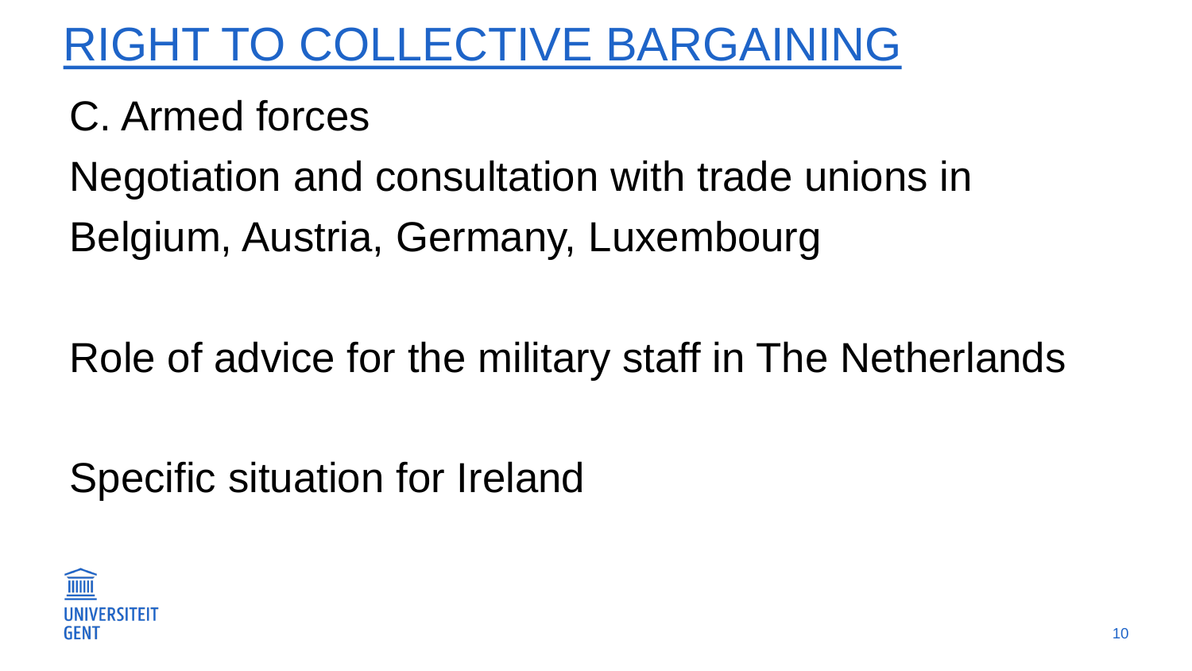# RIGHT TO COLLECTIVE BARGAINING

C. Armed forces

Negotiation and consultation with trade unions in Belgium, Austria, Germany, Luxembourg

Role of advice for the military staff in The Netherlands

Specific situation for Ireland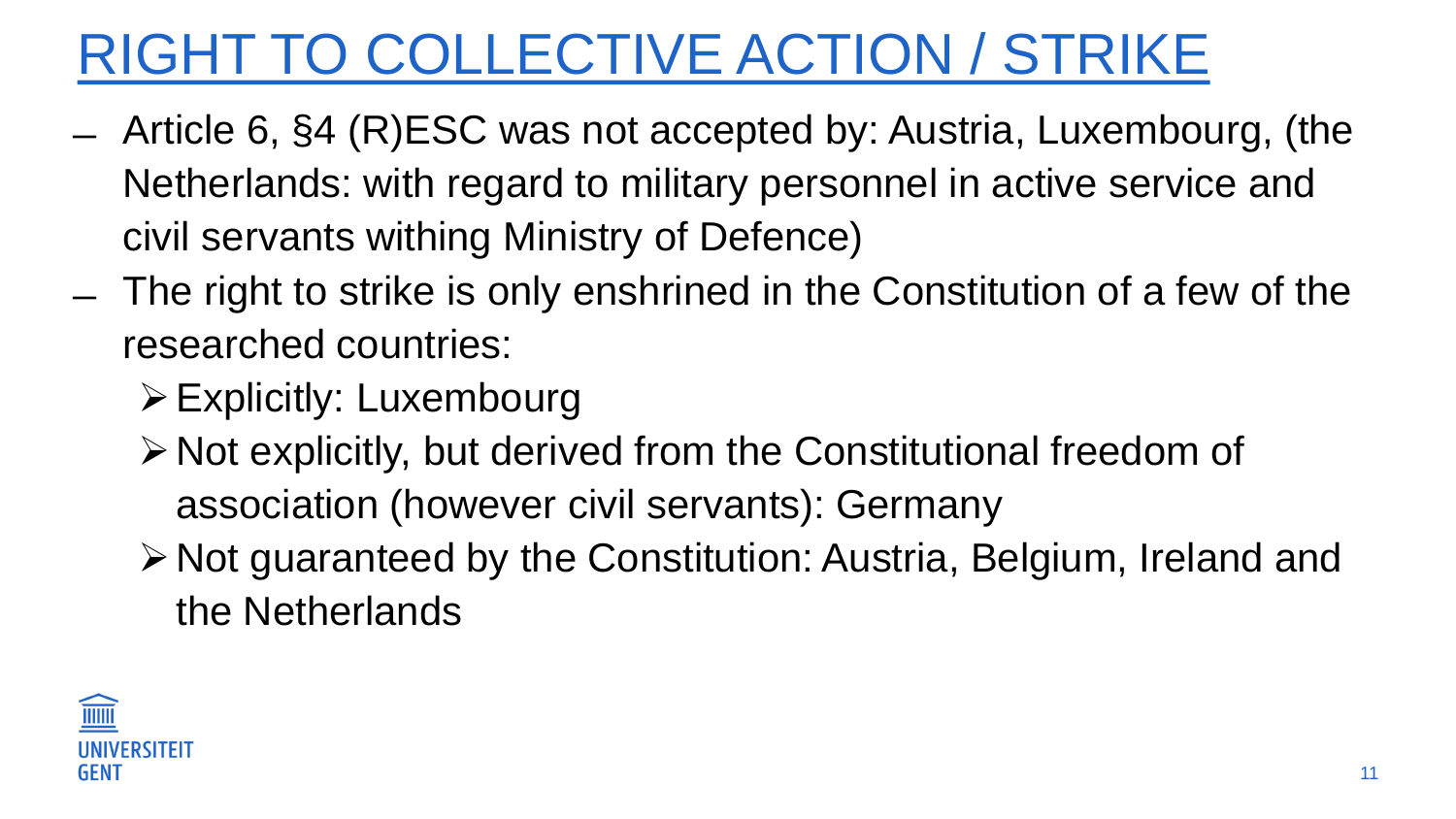# RIGHT TO COLLECTIVE ACTION / STRIKE

- Article 6, §4 (R)ESC was not accepted by: Austria, Luxembourg, (the Netherlands: with regard to military personnel in active service and civil servants withing Ministry of Defence)
- The right to strike is only enshrined in the Constitution of a few of the researched countries:
  - Explicitly: Luxembourg
  - Not explicitly, but derived from the Constitutional freedom of association (however civil servants): Germany
  - Not guaranteed by the Constitution: Austria, Belgium, Ireland and the Netherlands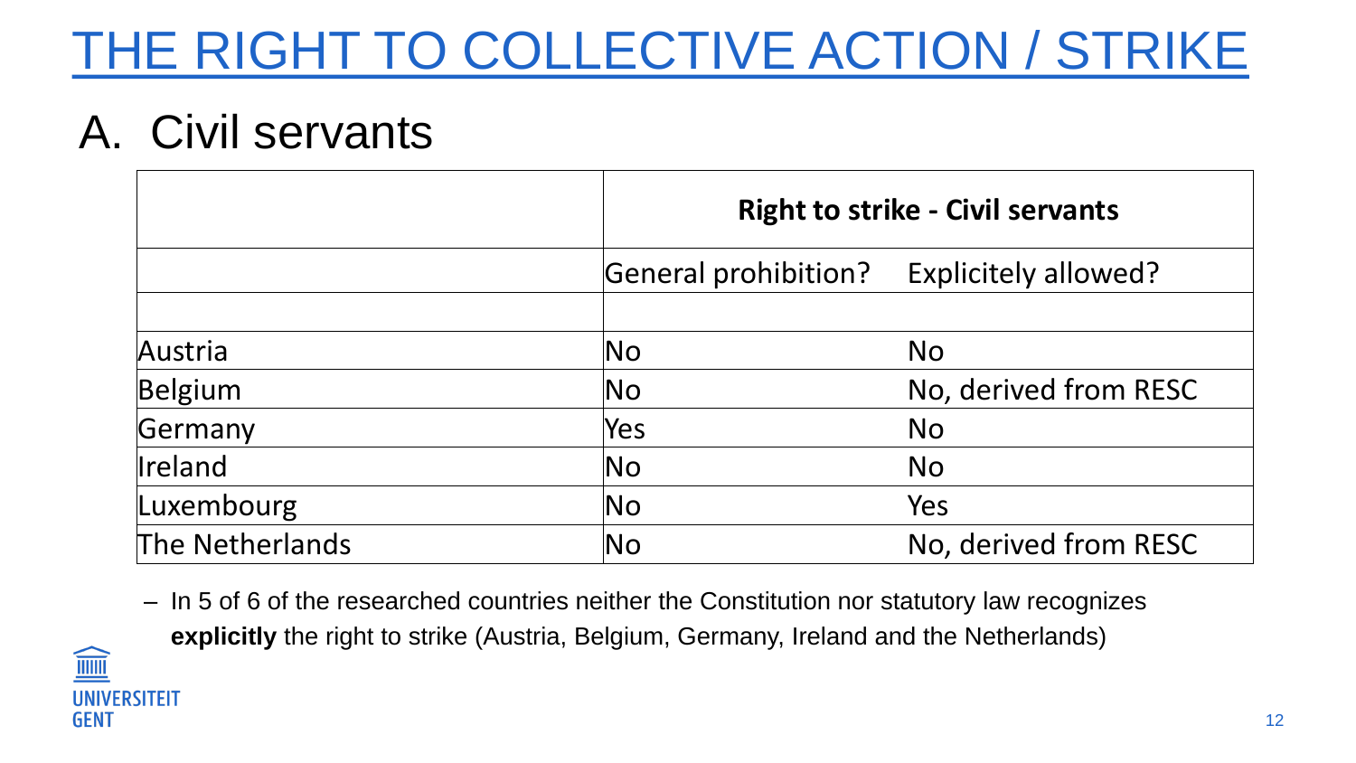# THE RIGHT TO COLLECTIVE ACTION / STRIKE

## A. Civil servants

| | Right to strike - Civil servants | |
|---|---|---|
| | General prohibition? | Explicitely allowed? |
| | | |
| Austria | No | No |
| Belgium | No | No, derived from RESC |
| Germany | Yes | No |
| Ireland | No | No |
| Luxembourg | No | Yes |
| The Netherlands | No | No, derived from RESC |

- In 5 of 6 of the researched countries neither the Constitution nor statutory law recognizes **explicitly** the right to strike (Austria, Belgium, Germany, Ireland and the Netherlands)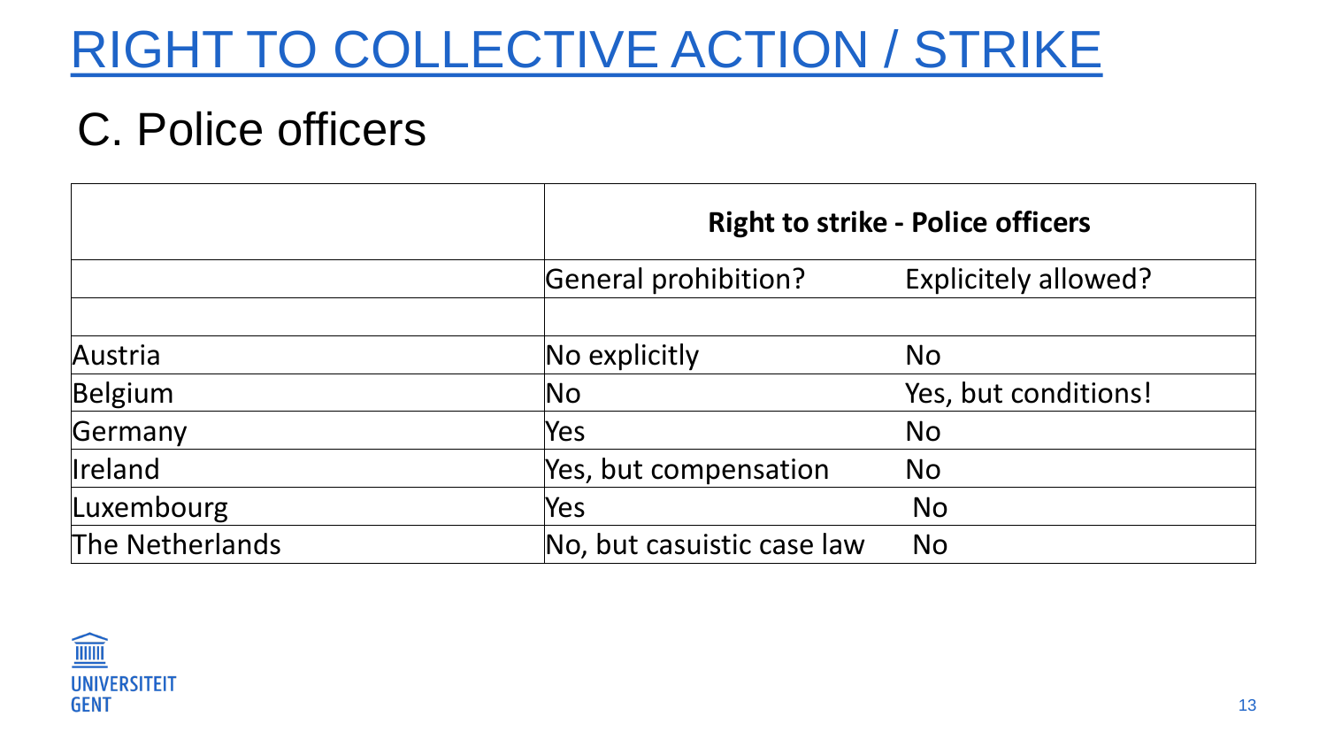# RIGHT TO COLLECTIVE ACTION / STRIKE

## C. Police officers

| | **Right to strike - Police officers** | |
|---|---|---|
| | General prohibition? | Explicitely allowed? |
| | | |
| Austria | No explicitly | No |
| Belgium | No | Yes, but conditions! |
| Germany | Yes | No |
| Ireland | Yes, but compensation | No |
| Luxembourg | Yes | No |
| The Netherlands | No, but casuistic case law | No |

UNIVERSITEIT GENT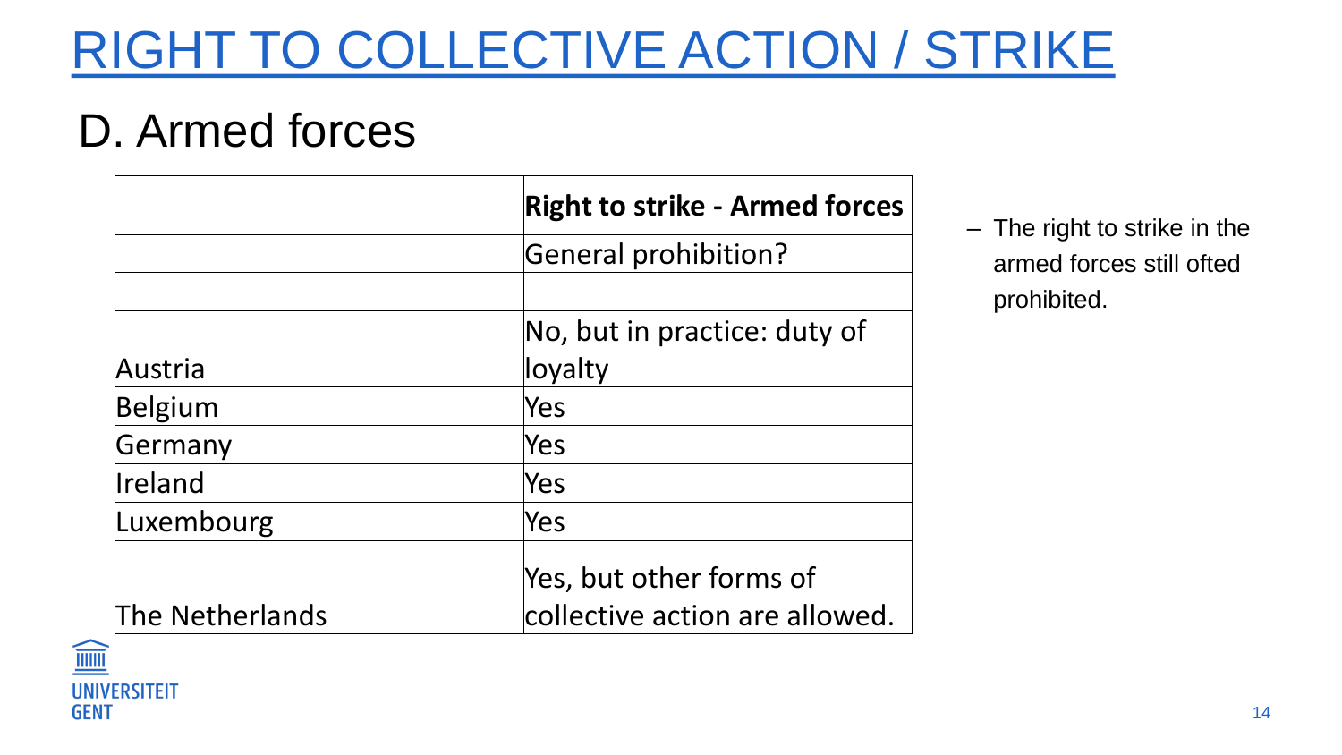# RIGHT TO COLLECTIVE ACTION / STRIKE

## D. Armed forces

| | **Right to strike - Armed forces** |
|---|---|
| | General prohibition? |
| | |
| Austria | No, but in practice: duty of loyalty |
| Belgium | Yes |
| Germany | Yes |
| Ireland | Yes |
| Luxembourg | Yes |
| The Netherlands | Yes, but other forms of collective action are allowed. |

- The right to strike in the armed forces still ofted prohibited.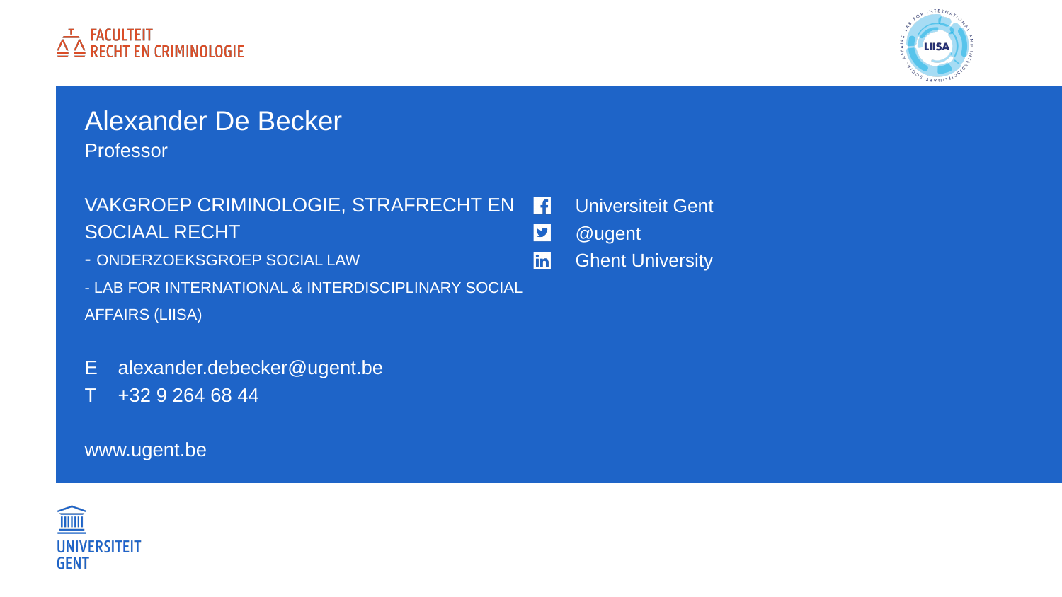FACULTEIT RECHT EN CRIMINOLOGIE

# Alexander De Becker

Professor

VAKGROEP CRIMINOLOGIE, STRAFRECHT EN SOCIAAL RECHT

- ONDERZOEKSGROEP SOCIAL LAW
- LAB FOR INTERNATIONAL & INTERDISCIPLINARY SOCIAL AFFAIRS (LIISA)

E alexander.debecker@ugent.be

T +32 9 264 68 44

www.ugent.be

Universiteit Gent

@ugent

Ghent University

UNIVERSITEIT GENT